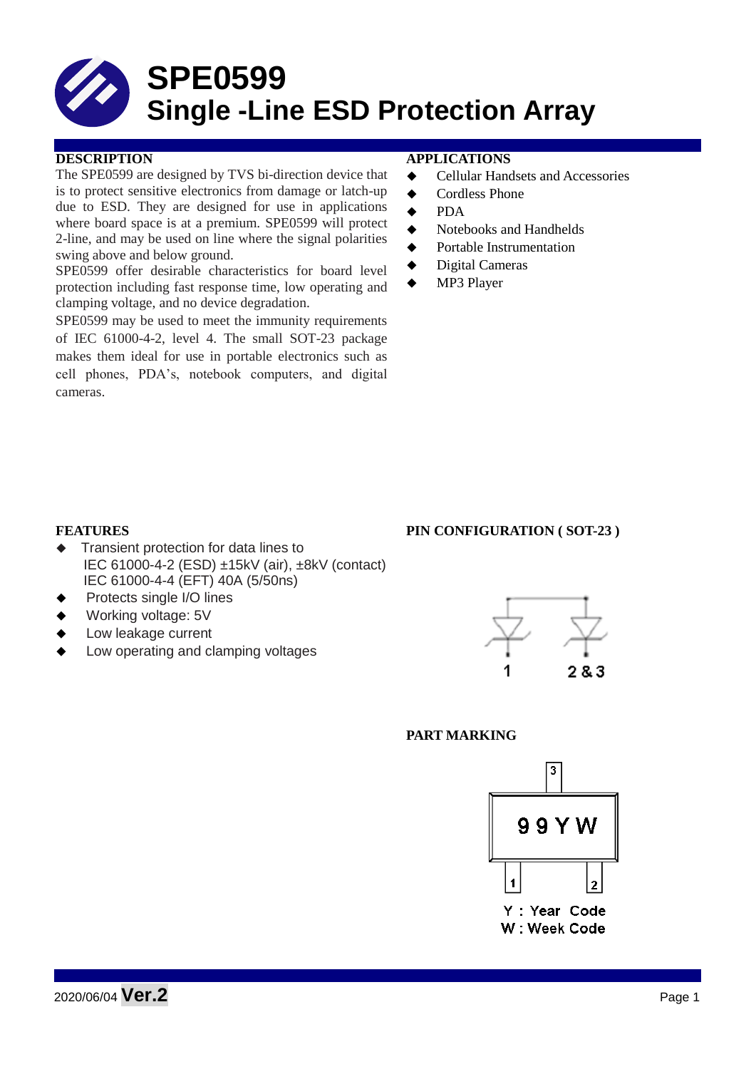# SPE0599
# Single -Line ESD Protection Array

## DESCRIPTION

The SPE0599 are designed by TVS bi-direction device that is to protect sensitive electronics from damage or latch-up due to ESD. They are designed for use in applications where board space is at a premium. SPE0599 will protect 2-line, and may be used on line where the signal polarities swing above and below ground.

SPE0599 offer desirable characteristics for board level protection including fast response time, low operating and clamping voltage, and no device degradation.

SPE0599 may be used to meet the immunity requirements of IEC 61000-4-2, level 4. The small SOT-23 package makes them ideal for use in portable electronics such as cell phones, PDA's, notebook computers, and digital cameras.

## APPLICATIONS

- Cellular Handsets and Accessories
- Cordless Phone
- PDA
- Notebooks and Handhelds
- Portable Instrumentation
- Digital Cameras
- MP3 Player

## FEATURES

- Transient protection for data lines to IEC 61000-4-2 (ESD) ±15kV (air), ±8kV (contact) IEC 61000-4-4 (EFT) 40A (5/50ns)
- Protects single I/O lines
- Working voltage: 5V
- Low leakage current
- Low operating and clamping voltages

## PIN CONFIGURATION ( SOT-23 )

1 &nbsp;&nbsp;&nbsp; 2 & 3

## PART MARKING

3

99YW

1 &nbsp;&nbsp;&nbsp; 2

Y : Year Code
W : Week Code

2020/06/04 **Ver.2**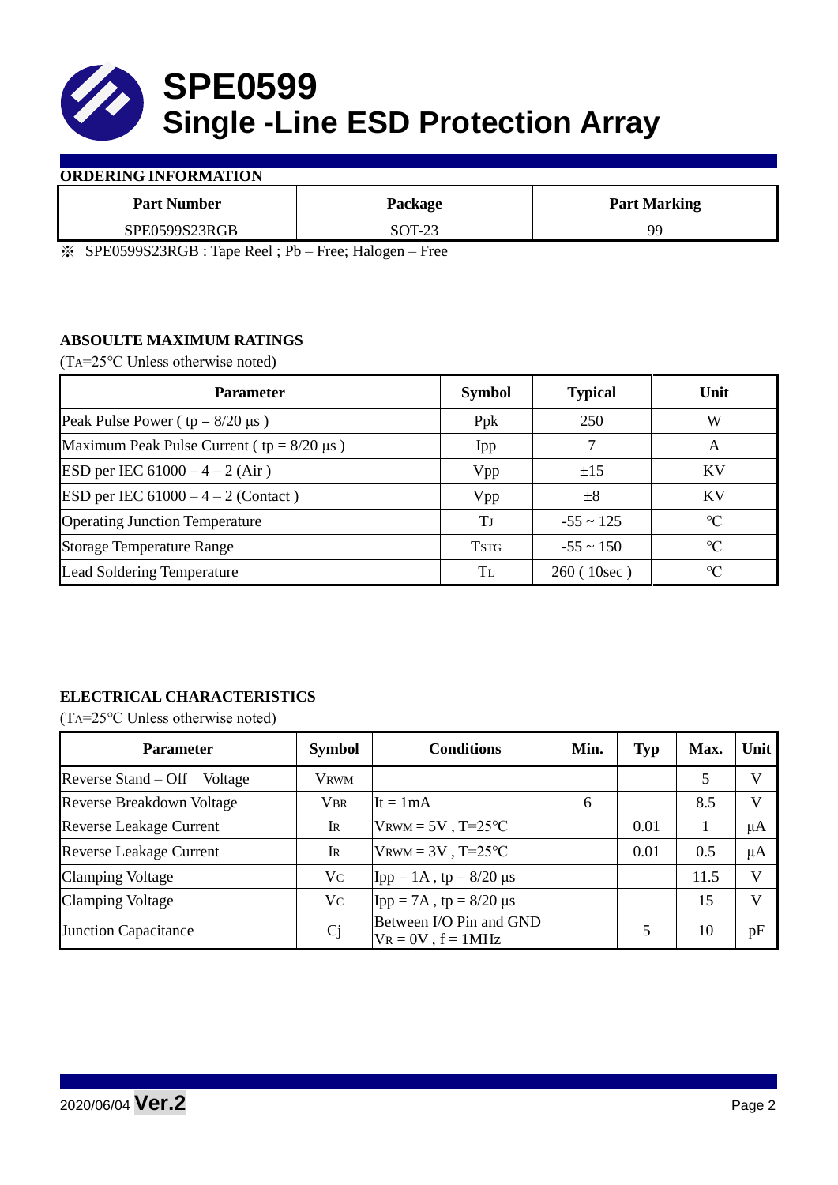# SPE0599
# Single -Line ESD Protection Array

## ORDERING INFORMATION

| Part Number | Package | Part Marking |
|---|---|---|
| SPE0599S23RGB | SOT-23 | 99 |

※ SPE0599S23RGB : Tape Reel ; Pb – Free; Halogen – Free

## ABSOULTE MAXIMUM RATINGS

($T_A$=25℃ Unless otherwise noted)

| Parameter | Symbol | Typical | Unit |
|---|---|---|---|
| Peak Pulse Power ( tp = 8/20 μs ) | Ppk | 250 | W |
| Maximum Peak Pulse Current ( tp = 8/20 μs ) | Ipp | 7 | A |
| ESD per IEC 61000 – 4 – 2 (Air ) | Vpp | ±15 | KV |
| ESD per IEC 61000 – 4 – 2 (Contact ) | Vpp | ±8 | KV |
| Operating Junction Temperature | $T_J$ | -55 ~ 125 | ℃ |
| Storage Temperature Range | $T_{STG}$ | -55 ~ 150 | ℃ |
| Lead Soldering Temperature | $T_L$ | 260 ( 10sec ) | ℃ |

## ELECTRICAL CHARACTERISTICS

($T_A$=25℃ Unless otherwise noted)

| Parameter | Symbol | Conditions | Min. | Typ | Max. | Unit |
|---|---|---|---|---|---|---|
| Reverse Stand – Off Voltage | $V_{RWM}$ | | | | 5 | V |
| Reverse Breakdown Voltage | $V_{BR}$ | It = 1mA | 6 | | 8.5 | V |
| Reverse Leakage Current | $I_R$ | $V_{RWM}$ = 5V , T=25℃ | | 0.01 | 1 | μA |
| Reverse Leakage Current | $I_R$ | $V_{RWM}$ = 3V , T=25℃ | | 0.01 | 0.5 | μA |
| Clamping Voltage | $V_C$ | Ipp = 1A , tp = 8/20 μs | | | 11.5 | V |
| Clamping Voltage | $V_C$ | Ipp = 7A , tp = 8/20 μs | | | 15 | V |
| Junction Capacitance | Cj | Between I/O Pin and GND $V_R$ = 0V , f = 1MHz | | 5 | 10 | pF |

2020/06/04 **Ver.2**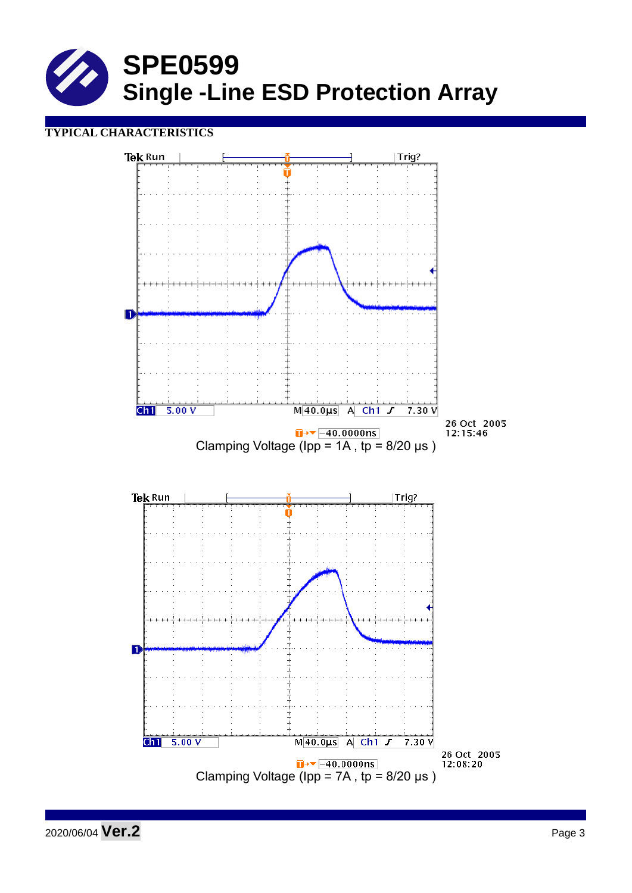# SPE0599
# Single -Line ESD Protection Array

**TYPICAL CHARACTERISTICS**

Clamping Voltage (Ipp = 1A , tp = 8/20 μs )

Clamping Voltage (Ipp = 7A , tp = 8/20 μs )

2020/06/04 **Ver.2**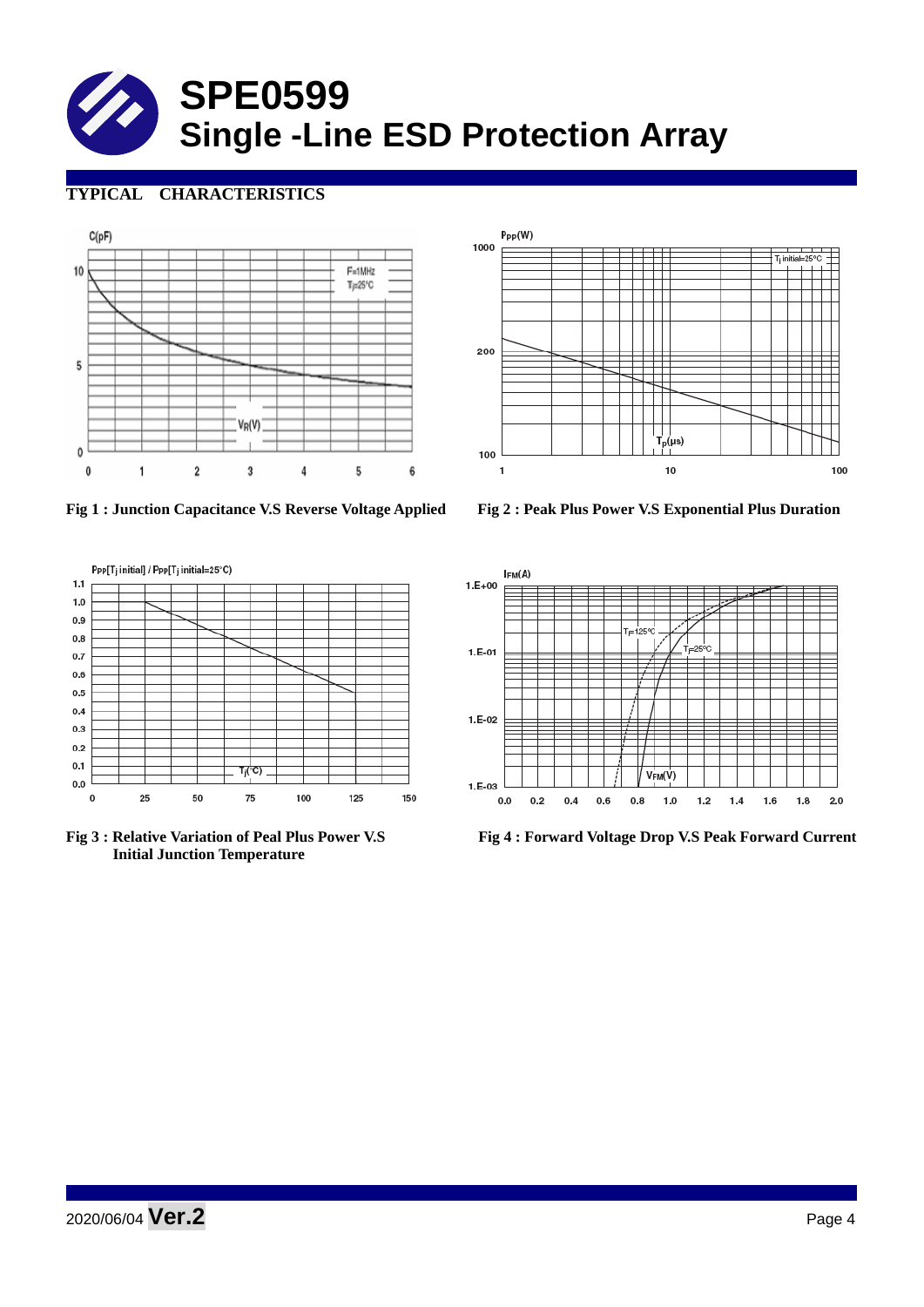# SPE0599
# Single -Line ESD Protection Array

## TYPICAL CHARACTERISTICS

Fig 1 : Junction Capacitance V.S Reverse Voltage Applied

Fig 2 : Peak Plus Power V.S Exponential Plus Duration

Fig 3 : Relative Variation of Peal Plus Power V.S Initial Junction Temperature

Fig 4 : Forward Voltage Drop V.S Peak Forward Current

2020/06/04 **Ver.2**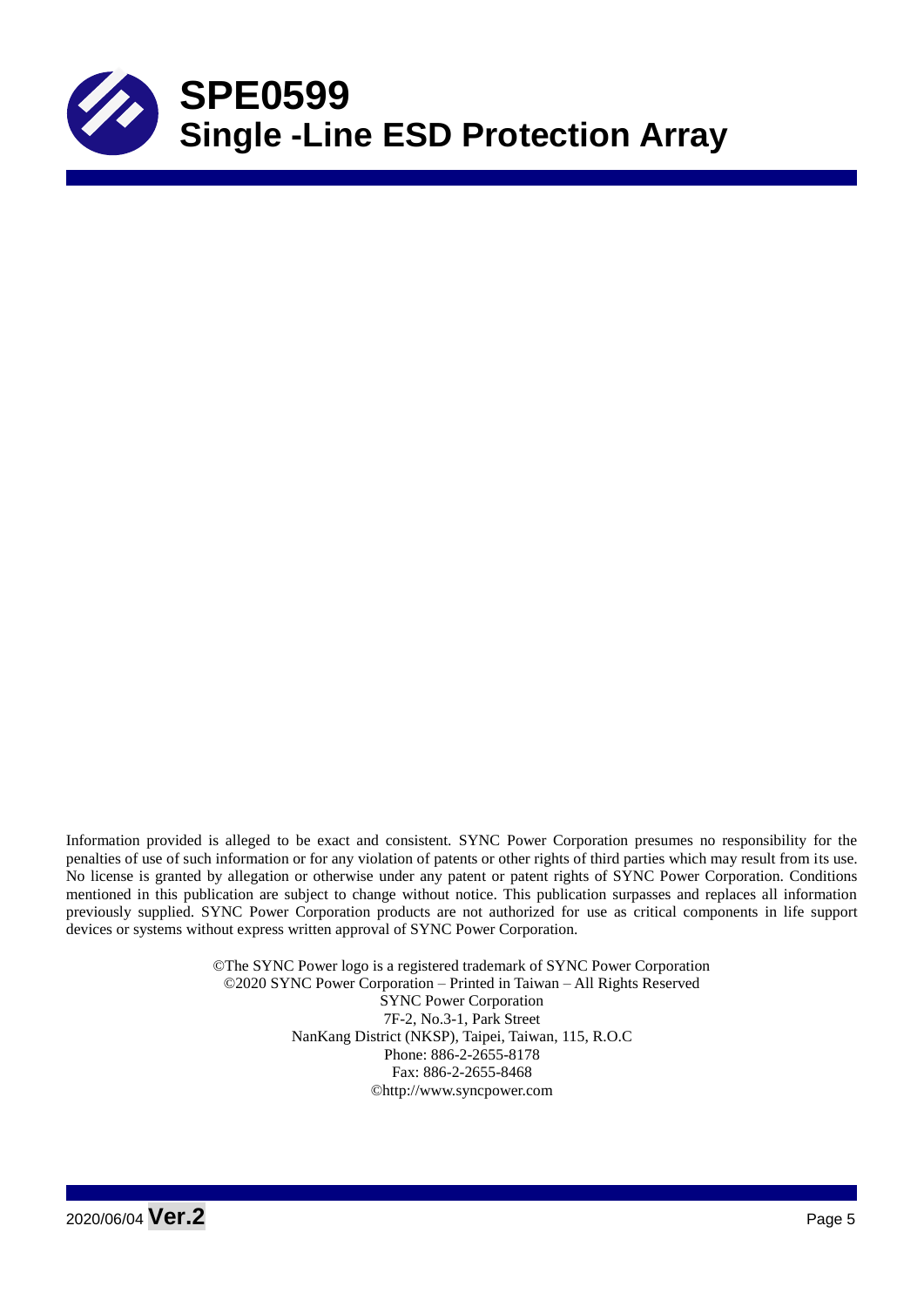Information provided is alleged to be exact and consistent. SYNC Power Corporation presumes no responsibility for the penalties of use of such information or for any violation of patents or other rights of third parties which may result from its use. No license is granted by allegation or otherwise under any patent or patent rights of SYNC Power Corporation. Conditions mentioned in this publication are subject to change without notice. This publication surpasses and replaces all information previously supplied. SYNC Power Corporation products are not authorized for use as critical components in life support devices or systems without express written approval of SYNC Power Corporation.

©The SYNC Power logo is a registered trademark of SYNC Power Corporation
©2020 SYNC Power Corporation – Printed in Taiwan – All Rights Reserved
SYNC Power Corporation
7F-2, No.3-1, Park Street
NanKang District (NKSP), Taipei, Taiwan, 115, R.O.C
Phone: 886-2-2655-8178
Fax: 886-2-2655-8468
©http://www.syncpower.com